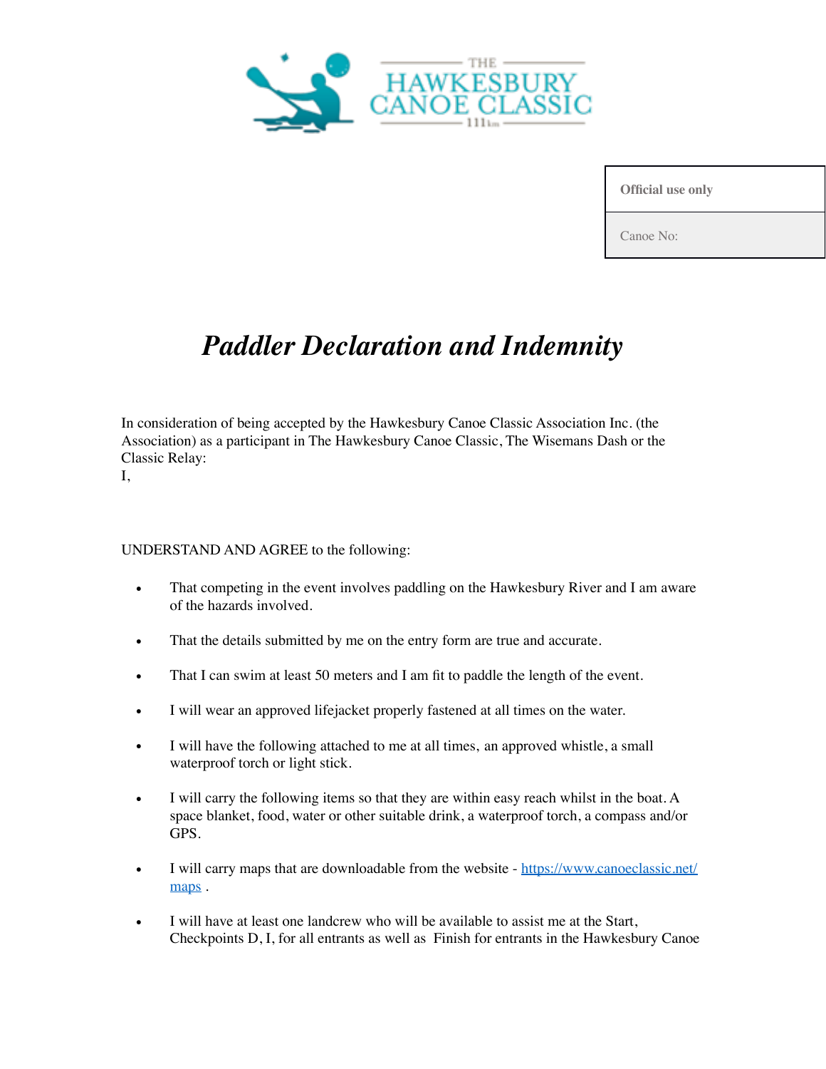THE HAWKESBURY CANOE CLASSIC 111km

| Official use only |
| --- |
| Canoe No: |

# *Paddler Declaration and Indemnity*

In consideration of being accepted by the Hawkesbury Canoe Classic Association Inc. (the Association) as a participant in The Hawkesbury Canoe Classic, The Wisemans Dash or the Classic Relay:
I,

UNDERSTAND AND AGREE to the following:

- That competing in the event involves paddling on the Hawkesbury River and I am aware of the hazards involved.
- That the details submitted by me on the entry form are true and accurate.
- That I can swim at least 50 meters and I am fit to paddle the length of the event.
- I will wear an approved lifejacket properly fastened at all times on the water.
- I will have the following attached to me at all times, an approved whistle, a small waterproof torch or light stick.
- I will carry the following items so that they are within easy reach whilst in the boat. A space blanket, food, water or other suitable drink, a waterproof torch, a compass and/or GPS.
- I will carry maps that are downloadable from the website - [https://www.canoeclassic.net/maps](https://www.canoeclassic.net/maps) .
- I will have at least one landcrew who will be available to assist me at the Start, Checkpoints D, I, for all entrants as well as Finish for entrants in the Hawkesbury Canoe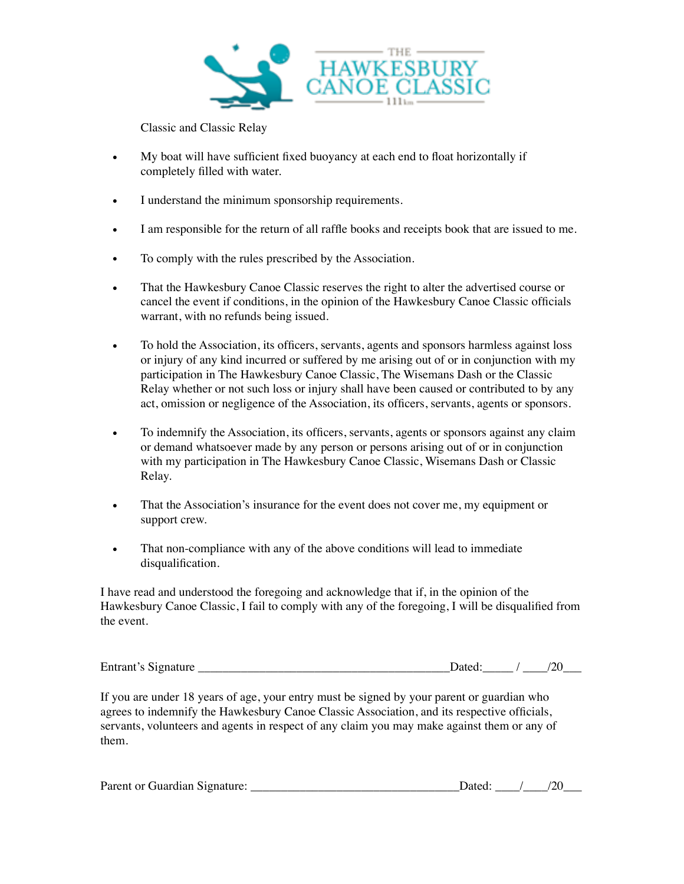Classic and Classic Relay

- My boat will have sufficient fixed buoyancy at each end to float horizontally if completely filled with water.
- I understand the minimum sponsorship requirements.
- I am responsible for the return of all raffle books and receipts book that are issued to me.
- To comply with the rules prescribed by the Association.
- That the Hawkesbury Canoe Classic reserves the right to alter the advertised course or cancel the event if conditions, in the opinion of the Hawkesbury Canoe Classic officials warrant, with no refunds being issued.
- To hold the Association, its officers, servants, agents and sponsors harmless against loss or injury of any kind incurred or suffered by me arising out of or in conjunction with my participation in The Hawkesbury Canoe Classic, The Wisemans Dash or the Classic Relay whether or not such loss or injury shall have been caused or contributed to by any act, omission or negligence of the Association, its officers, servants, agents or sponsors.
- To indemnify the Association, its officers, servants, agents or sponsors against any claim or demand whatsoever made by any person or persons arising out of or in conjunction with my participation in The Hawkesbury Canoe Classic, Wisemans Dash or Classic Relay.
- That the Association's insurance for the event does not cover me, my equipment or support crew.
- That non-compliance with any of the above conditions will lead to immediate disqualification.

I have read and understood the foregoing and acknowledge that if, in the opinion of the Hawkesbury Canoe Classic, I fail to comply with any of the foregoing, I will be disqualified from the event.

Entrant's Signature ________________________________________Dated:_____ / ____/20___

If you are under 18 years of age, your entry must be signed by your parent or guardian who agrees to indemnify the Hawkesbury Canoe Classic Association, and its respective officials, servants, volunteers and agents in respect of any claim you may make against them or any of them.

Parent or Guardian Signature: _________________________________Dated: ____/____/20___